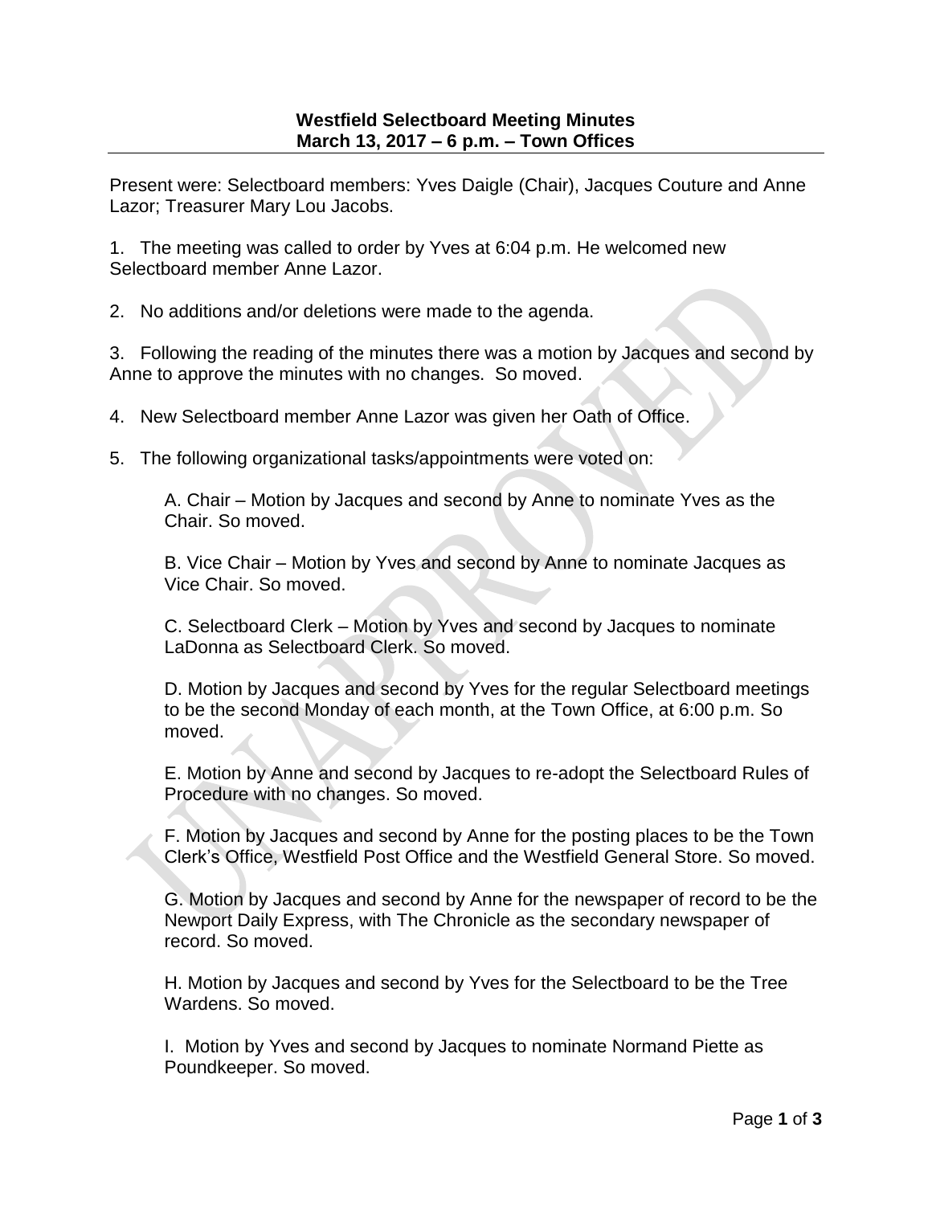**Westfield Selectboard Meeting Minutes**
**March 13, 2017 – 6 p.m. – Town Offices**

Present were: Selectboard members: Yves Daigle (Chair), Jacques Couture and Anne Lazor; Treasurer Mary Lou Jacobs.

1. The meeting was called to order by Yves at 6:04 p.m. He welcomed new Selectboard member Anne Lazor.

2. No additions and/or deletions were made to the agenda.

3. Following the reading of the minutes there was a motion by Jacques and second by Anne to approve the minutes with no changes. So moved.

4. New Selectboard member Anne Lazor was given her Oath of Office.

5. The following organizational tasks/appointments were voted on:

   A. Chair – Motion by Jacques and second by Anne to nominate Yves as the Chair. So moved.

   B. Vice Chair – Motion by Yves and second by Anne to nominate Jacques as Vice Chair. So moved.

   C. Selectboard Clerk – Motion by Yves and second by Jacques to nominate LaDonna as Selectboard Clerk. So moved.

   D. Motion by Jacques and second by Yves for the regular Selectboard meetings to be the second Monday of each month, at the Town Office, at 6:00 p.m. So moved.

   E. Motion by Anne and second by Jacques to re-adopt the Selectboard Rules of Procedure with no changes. So moved.

   F. Motion by Jacques and second by Anne for the posting places to be the Town Clerk's Office, Westfield Post Office and the Westfield General Store. So moved.

   G. Motion by Jacques and second by Anne for the newspaper of record to be the Newport Daily Express, with The Chronicle as the secondary newspaper of record. So moved.

   H. Motion by Jacques and second by Yves for the Selectboard to be the Tree Wardens. So moved.

   I. Motion by Yves and second by Jacques to nominate Normand Piette as Poundkeeper. So moved.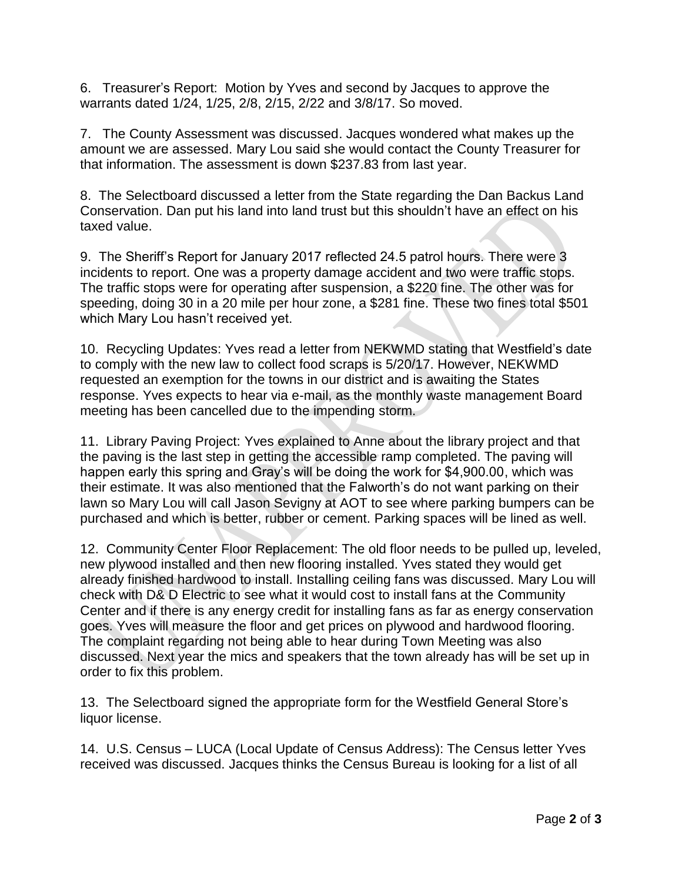6. Treasurer's Report: Motion by Yves and second by Jacques to approve the warrants dated 1/24, 1/25, 2/8, 2/15, 2/22 and 3/8/17. So moved.

7. The County Assessment was discussed. Jacques wondered what makes up the amount we are assessed. Mary Lou said she would contact the County Treasurer for that information. The assessment is down $237.83 from last year.

8. The Selectboard discussed a letter from the State regarding the Dan Backus Land Conservation. Dan put his land into land trust but this shouldn't have an effect on his taxed value.

9. The Sheriff's Report for January 2017 reflected 24.5 patrol hours. There were 3 incidents to report. One was a property damage accident and two were traffic stops. The traffic stops were for operating after suspension, a $220 fine. The other was for speeding, doing 30 in a 20 mile per hour zone, a $281 fine. These two fines total $501 which Mary Lou hasn't received yet.

10. Recycling Updates: Yves read a letter from NEKWMD stating that Westfield's date to comply with the new law to collect food scraps is 5/20/17. However, NEKWMD requested an exemption for the towns in our district and is awaiting the States response. Yves expects to hear via e-mail, as the monthly waste management Board meeting has been cancelled due to the impending storm.

11. Library Paving Project: Yves explained to Anne about the library project and that the paving is the last step in getting the accessible ramp completed. The paving will happen early this spring and Gray's will be doing the work for $4,900.00, which was their estimate. It was also mentioned that the Falworth's do not want parking on their lawn so Mary Lou will call Jason Sevigny at AOT to see where parking bumpers can be purchased and which is better, rubber or cement. Parking spaces will be lined as well.

12. Community Center Floor Replacement: The old floor needs to be pulled up, leveled, new plywood installed and then new flooring installed. Yves stated they would get already finished hardwood to install. Installing ceiling fans was discussed. Mary Lou will check with D& D Electric to see what it would cost to install fans at the Community Center and if there is any energy credit for installing fans as far as energy conservation goes. Yves will measure the floor and get prices on plywood and hardwood flooring. The complaint regarding not being able to hear during Town Meeting was also discussed. Next year the mics and speakers that the town already has will be set up in order to fix this problem.

13. The Selectboard signed the appropriate form for the Westfield General Store's liquor license.

14. U.S. Census – LUCA (Local Update of Census Address): The Census letter Yves received was discussed. Jacques thinks the Census Bureau is looking for a list of all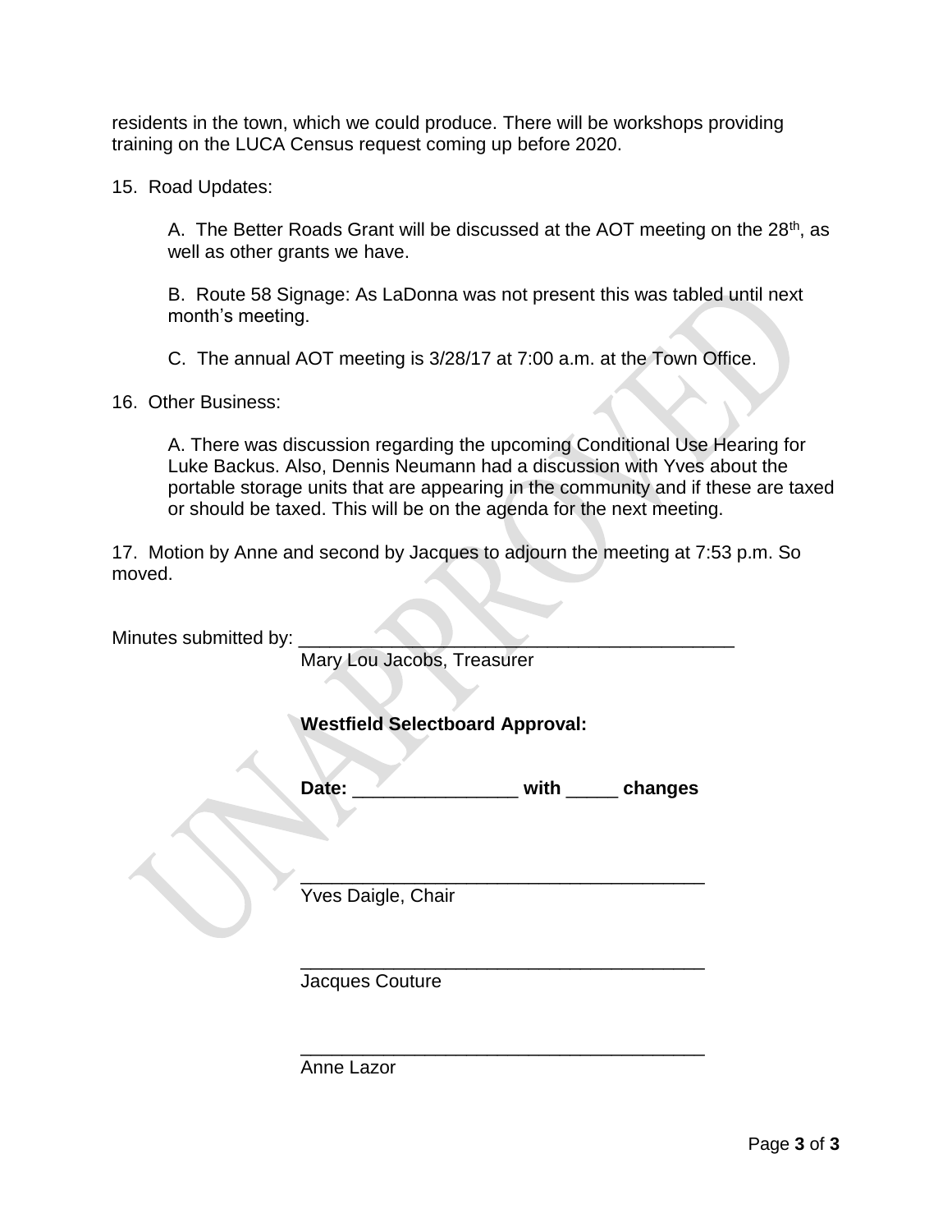residents in the town, which we could produce. There will be workshops providing training on the LUCA Census request coming up before 2020.

15. Road Updates:

A. The Better Roads Grant will be discussed at the AOT meeting on the 28th, as well as other grants we have.

B. Route 58 Signage: As LaDonna was not present this was tabled until next month's meeting.

C. The annual AOT meeting is 3/28/17 at 7:00 a.m. at the Town Office.

16. Other Business:

A. There was discussion regarding the upcoming Conditional Use Hearing for Luke Backus. Also, Dennis Neumann had a discussion with Yves about the portable storage units that are appearing in the community and if these are taxed or should be taxed. This will be on the agenda for the next meeting.

17. Motion by Anne and second by Jacques to adjourn the meeting at 7:53 p.m. So moved.

Minutes submitted by: ___________________________________________
Mary Lou Jacobs, Treasurer

**Westfield Selectboard Approval:**

**Date: ________________ with _____ changes**

________________________________________
Yves Daigle, Chair

________________________________________
Jacques Couture

________________________________________
Anne Lazor

UNAPPROVED